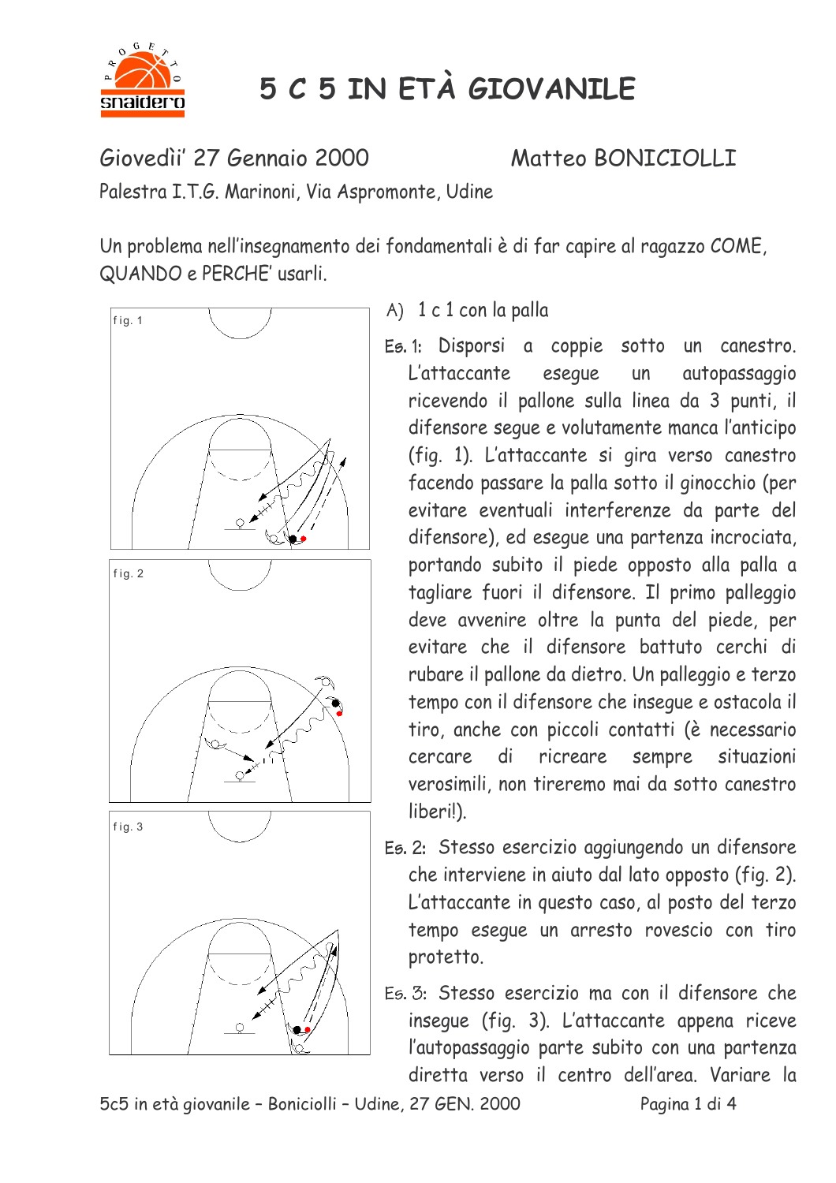# 5 C 5 IN ETÀ GIOVANILE

Giovedìi' 27 Gennaio 2000 — Matteo BONICIOLLI

Palestra I.T.G. Marinoni, Via Aspromonte, Udine

Un problema nell'insegnamento dei fondamentali è di far capire al ragazzo COME, QUANDO e PERCHE' usarli.

fig. 1

fig. 2

fig. 3

## A) 1 c 1 con la palla

**Es. 1:** Disporsi a coppie sotto un canestro. L'attaccante esegue un autopassaggio ricevendo il pallone sulla linea da 3 punti, il difensore segue e volutamente manca l'anticipo (fig. 1). L'attaccante si gira verso canestro facendo passare la palla sotto il ginocchio (per evitare eventuali interferenze da parte del difensore), ed esegue una partenza incrociata, portando subito il piede opposto alla palla a tagliare fuori il difensore. Il primo palleggio deve avvenire oltre la punta del piede, per evitare che il difensore battuto cerchi di rubare il pallone da dietro. Un palleggio e terzo tempo con il difensore che insegue e ostacola il tiro, anche con piccoli contatti (è necessario cercare di ricreare sempre situazioni verosimili, non tireremo mai da sotto canestro liberi!).

**Es. 2:** Stesso esercizio aggiungendo un difensore che interviene in aiuto dal lato opposto (fig. 2). L'attaccante in questo caso, al posto del terzo tempo esegue un arresto rovescio con tiro protetto.

**Es. 3:** Stesso esercizio ma con il difensore che insegue (fig. 3). L'attaccante appena riceve l'autopassaggio parte subito con una partenza diretta verso il centro dell'area. Variare la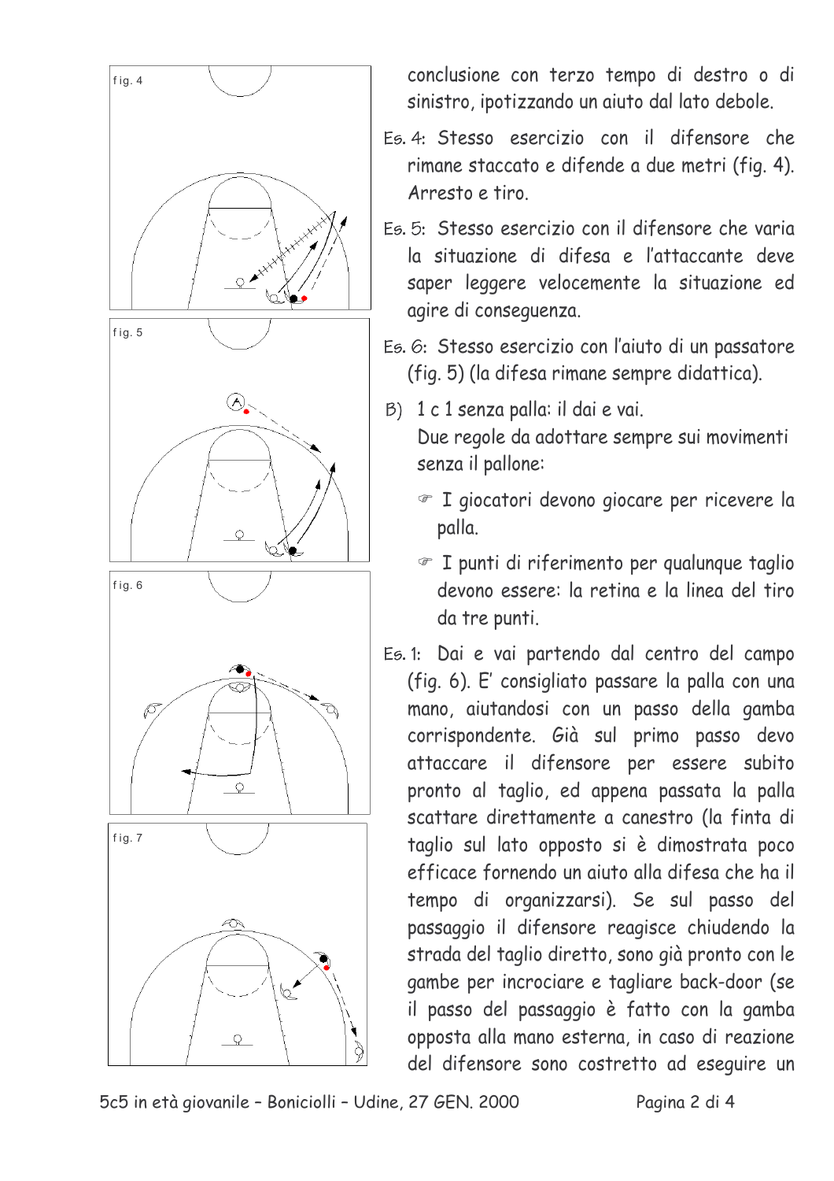fig. 4

fig. 5

fig. 6

fig. 7

conclusione con terzo tempo di destro o di sinistro, ipotizzando un aiuto dal lato debole.

Es. 4: Stesso esercizio con il difensore che rimane staccato e difende a due metri (fig. 4). Arresto e tiro.

Es. 5: Stesso esercizio con il difensore che varia la situazione di difesa e l'attaccante deve saper leggere velocemente la situazione ed agire di conseguenza.

Es. 6: Stesso esercizio con l'aiuto di un passatore (fig. 5) (la difesa rimane sempre didattica).

B) 1 c 1 senza palla: il dai e vai.
Due regole da adottare sempre sui movimenti senza il pallone:

- ☞ I giocatori devono giocare per ricevere la palla.
- ☞ I punti di riferimento per qualunque taglio devono essere: la retina e la linea del tiro da tre punti.

Es. 1: Dai e vai partendo dal centro del campo (fig. 6). E' consigliato passare la palla con una mano, aiutandosi con un passo della gamba corrispondente. Già sul primo passo devo attaccare il difensore per essere subito pronto al taglio, ed appena passata la palla scattare direttamente a canestro (la finta di taglio sul lato opposto si è dimostrata poco efficace fornendo un aiuto alla difesa che ha il tempo di organizzarsi). Se sul passo del passaggio il difensore reagisce chiudendo la strada del taglio diretto, sono già pronto con le gambe per incrociare e tagliare back-door (se il passo del passaggio è fatto con la gamba opposta alla mano esterna, in caso di reazione del difensore sono costretto ad eseguire un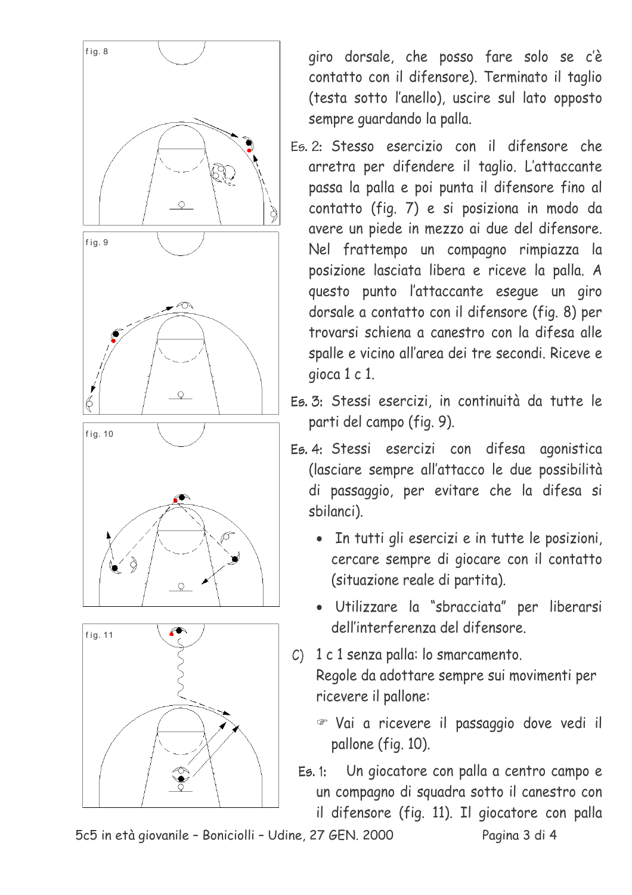giro dorsale, che posso fare solo se c'è contatto con il difensore). Terminato il taglio (testa sotto l'anello), uscire sul lato opposto sempre guardando la palla.

Es. 2: Stesso esercizio con il difensore che arretra per difendere il taglio. L'attaccante passa la palla e poi punta il difensore fino al contatto (fig. 7) e si posiziona in modo da avere un piede in mezzo ai due del difensore. Nel frattempo un compagno rimpiazza la posizione lasciata libera e riceve la palla. A questo punto l'attaccante esegue un giro dorsale a contatto con il difensore (fig. 8) per trovarsi schiena a canestro con la difesa alle spalle e vicino all'area dei tre secondi. Riceve e gioca 1 c 1.

Es. 3: Stessi esercizi, in continuità da tutte le parti del campo (fig. 9).

Es. 4: Stessi esercizi con difesa agonistica (lasciare sempre all'attacco le due possibilità di passaggio, per evitare che la difesa si sbilanci).

- In tutti gli esercizi e in tutte le posizioni, cercare sempre di giocare con il contatto (situazione reale di partita).
- Utilizzare la "sbracciata" per liberarsi dell'interferenza del difensore.

C) 1 c 1 senza palla: lo smarcamento.
Regole da adottare sempre sui movimenti per ricevere il pallone:

- ☞ Vai a ricevere il passaggio dove vedi il pallone (fig. 10).

Es. 1: Un giocatore con palla a centro campo e un compagno di squadra sotto il canestro con il difensore (fig. 11). Il giocatore con palla

fig. 8

fig. 9

fig. 10

fig. 11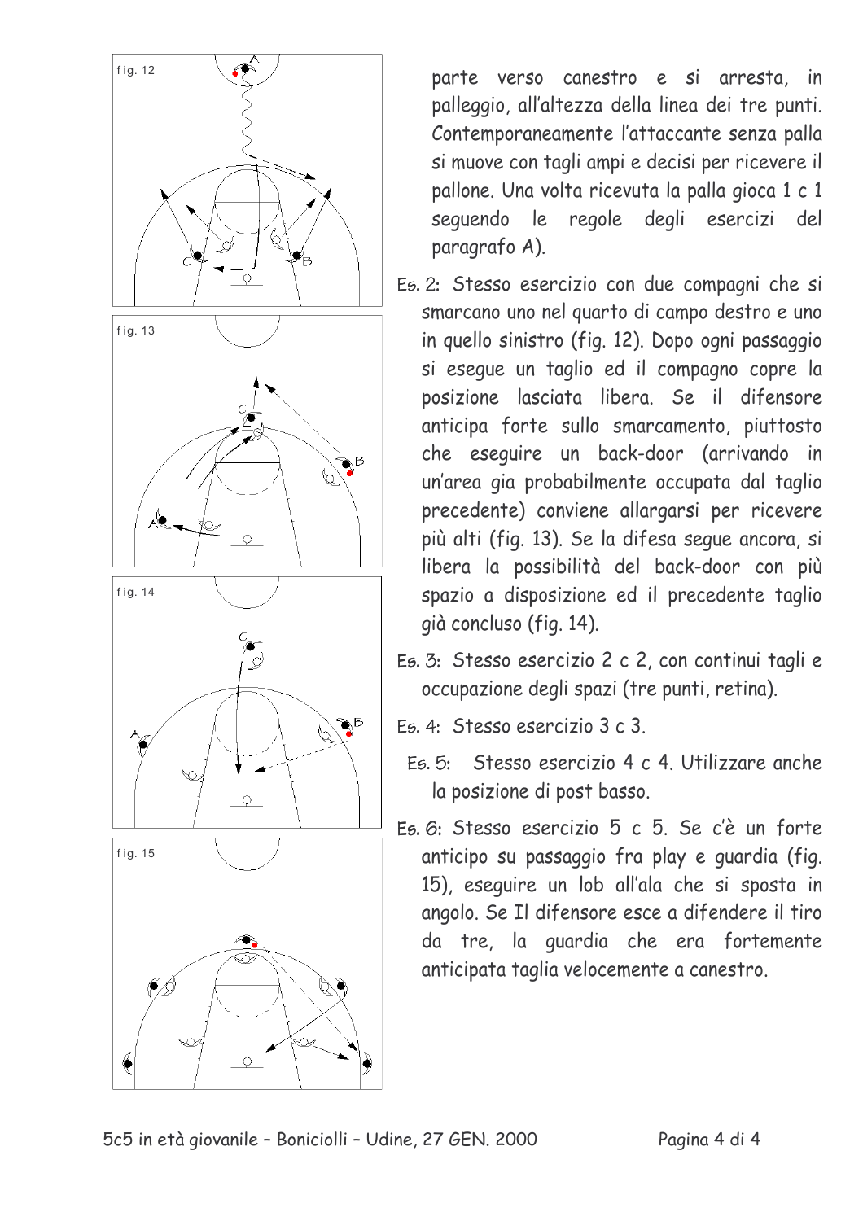fig. 12

fig. 13

fig. 14

fig. 15

parte verso canestro e si arresta, in palleggio, all'altezza della linea dei tre punti. Contemporaneamente l'attaccante senza palla si muove con tagli ampi e decisi per ricevere il pallone. Una volta ricevuta la palla gioca 1 c 1 seguendo le regole degli esercizi del paragrafo A).

Es. 2: Stesso esercizio con due compagni che si smarcano uno nel quarto di campo destro e uno in quello sinistro (fig. 12). Dopo ogni passaggio si esegue un taglio ed il compagno copre la posizione lasciata libera. Se il difensore anticipa forte sullo smarcamento, piuttosto che eseguire un back-door (arrivando in un'area gia probabilmente occupata dal taglio precedente) conviene allargarsi per ricevere più alti (fig. 13). Se la difesa segue ancora, si libera la possibilità del back-door con più spazio a disposizione ed il precedente taglio già concluso (fig. 14).

Es. 3: Stesso esercizio 2 c 2, con continui tagli e occupazione degli spazi (tre punti, retina).

Es. 4: Stesso esercizio 3 c 3.

Es. 5: Stesso esercizio 4 c 4. Utilizzare anche la posizione di post basso.

Es. 6: Stesso esercizio 5 c 5. Se c'è un forte anticipo su passaggio fra play e guardia (fig. 15), eseguire un lob all'ala che si sposta in angolo. Se Il difensore esce a difendere il tiro da tre, la guardia che era fortemente anticipata taglia velocemente a canestro.